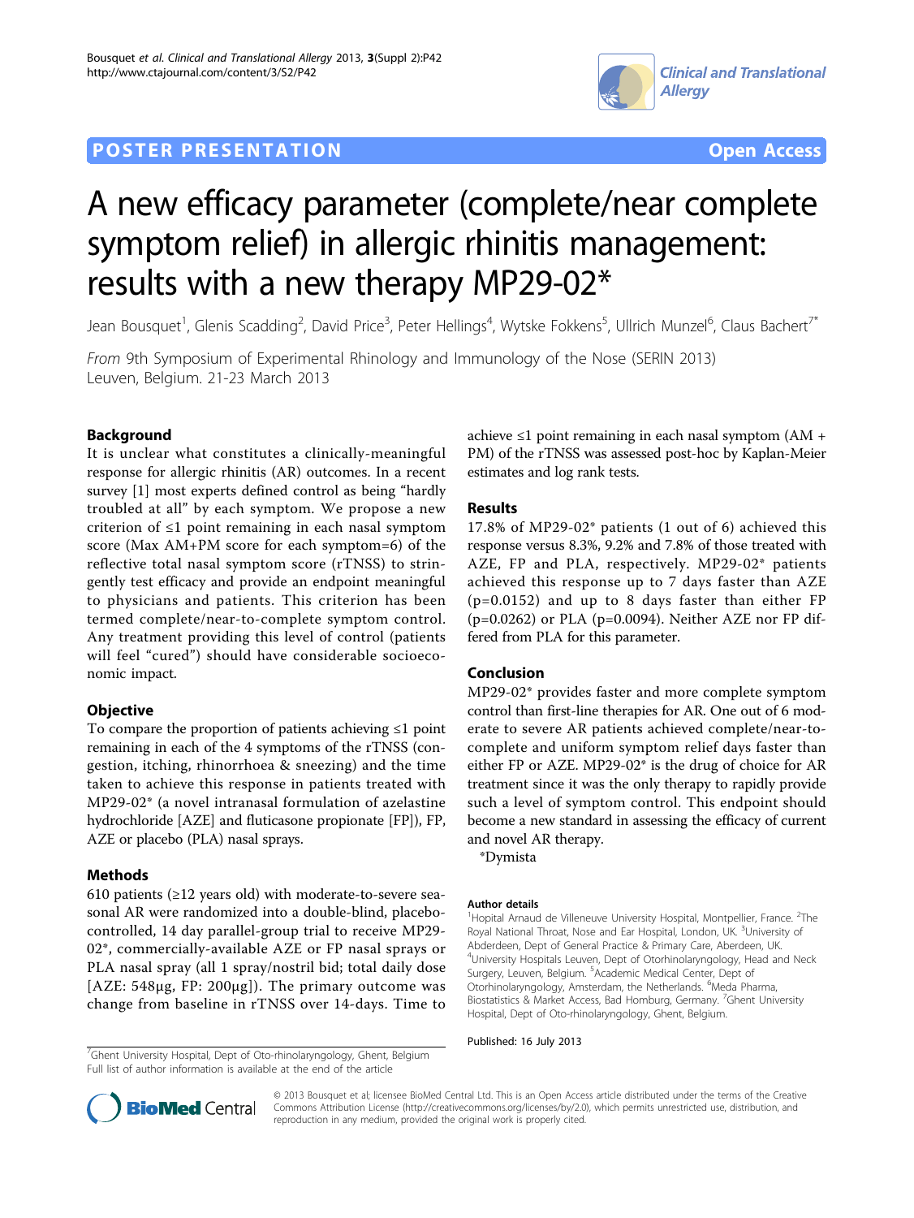POSTER PRESENTATION

Open Access

# A new efficacy parameter (complete/near complete symptom relief) in allergic rhinitis management: results with a new therapy MP29-02*

Jean Bousquet[1], Glenis Scadding[2], David Price[3], Peter Hellings[4], Wytske Fokkens[5], Ullrich Munzel[6], Claus Bachert[7*]

*From* 9th Symposium of Experimental Rhinology and Immunology of the Nose (SERIN 2013)
Leuven, Belgium. 21-23 March 2013

## Background

It is unclear what constitutes a clinically-meaningful response for allergic rhinitis (AR) outcomes. In a recent survey [1] most experts defined control as being "hardly troubled at all" by each symptom. We propose a new criterion of ≤1 point remaining in each nasal symptom score (Max AM+PM score for each symptom=6) of the reflective total nasal symptom score (rTNSS) to stringently test efficacy and provide an endpoint meaningful to physicians and patients. This criterion has been termed complete/near-to-complete symptom control. Any treatment providing this level of control (patients will feel "cured") should have considerable socioeconomic impact.

## Objective

To compare the proportion of patients achieving ≤1 point remaining in each of the 4 symptoms of the rTNSS (congestion, itching, rhinorrhoea & sneezing) and the time taken to achieve this response in patients treated with MP29-02* (a novel intranasal formulation of azelastine hydrochloride [AZE] and fluticasone propionate [FP]), FP, AZE or placebo (PLA) nasal sprays.

## Methods

610 patients (≥12 years old) with moderate-to-severe seasonal AR were randomized into a double-blind, placebo-controlled, 14 day parallel-group trial to receive MP29-02*, commercially-available AZE or FP nasal sprays or PLA nasal spray (all 1 spray/nostril bid; total daily dose [AZE: 548μg, FP: 200μg]). The primary outcome was change from baseline in rTNSS over 14-days. Time to achieve ≤1 point remaining in each nasal symptom (AM + PM) of the rTNSS was assessed post-hoc by Kaplan-Meier estimates and log rank tests.

## Results

17.8% of MP29-02* patients (1 out of 6) achieved this response versus 8.3%, 9.2% and 7.8% of those treated with AZE, FP and PLA, respectively. MP29-02* patients achieved this response up to 7 days faster than AZE ($p=0.0152$) and up to 8 days faster than either FP ($p=0.0262$) or PLA ($p=0.0094$). Neither AZE nor FP differed from PLA for this parameter.

## Conclusion

MP29-02* provides faster and more complete symptom control than first-line therapies for AR. One out of 6 moderate to severe AR patients achieved complete/near-to-complete and uniform symptom relief days faster than either FP or AZE. MP29-02* is the drug of choice for AR treatment since it was the only therapy to rapidly provide such a level of symptom control. This endpoint should become a new standard in assessing the efficacy of current and novel AR therapy.

*Dymista

### Author details

[1]Hopital Arnaud de Villeneuve University Hospital, Montpellier, France. [2]The Royal National Throat, Nose and Ear Hospital, London, UK. [3]University of Abderdeen, Dept of General Practice & Primary Care, Aberdeen, UK. [4]University Hospitals Leuven, Dept of Otorhinolaryngology, Head and Neck Surgery, Leuven, Belgium. [5]Academic Medical Center, Dept of Otorhinolaryngology, Amsterdam, the Netherlands. [6]Meda Pharma, Biostatistics & Market Access, Bad Homburg, Germany. [7]Ghent University Hospital, Dept of Oto-rhinolaryngology, Ghent, Belgium.

Published: 16 July 2013

[7]Ghent University Hospital, Dept of Oto-rhinolaryngology, Ghent, Belgium
Full list of author information is available at the end of the article

© 2013 Bousquet et al; licensee BioMed Central Ltd. This is an Open Access article distributed under the terms of the Creative Commons Attribution License (http://creativecommons.org/licenses/by/2.0), which permits unrestricted use, distribution, and reproduction in any medium, provided the original work is properly cited.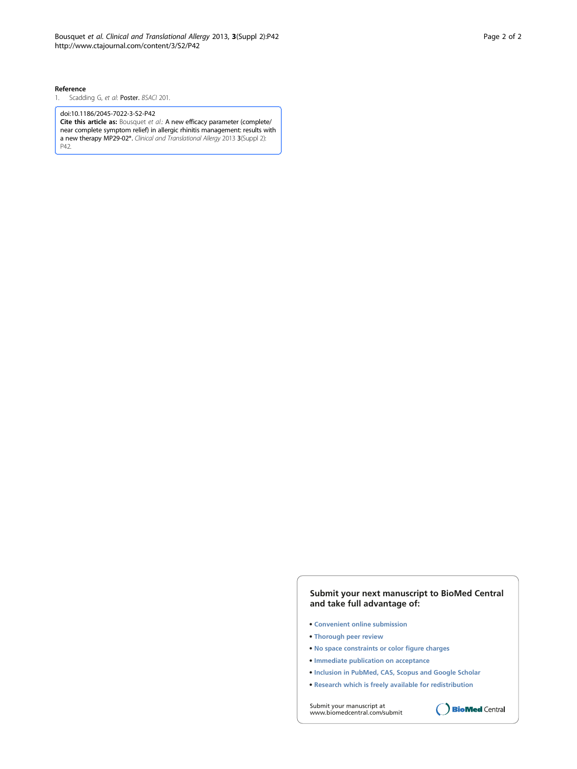### Reference

1. Scadding G, *et al*: **Poster.** *BSACI* 201.

doi:10.1186/2045-7022-3-S2-P42

**Cite this article as:** Bousquet *et al.*: A new efficacy parameter (complete/near complete symptom relief) in allergic rhinitis management: results with a new therapy MP29-02*. *Clinical and Translational Allergy* 2013 **3**(Suppl 2): P42.

**Submit your next manuscript to BioMed Central and take full advantage of:**

- **Convenient online submission**
- **Thorough peer review**
- **No space constraints or color figure charges**
- **Immediate publication on acceptance**
- **Inclusion in PubMed, CAS, Scopus and Google Scholar**
- **Research which is freely available for redistribution**

Submit your manuscript at www.biomedcentral.com/submit

**BioMed** Central